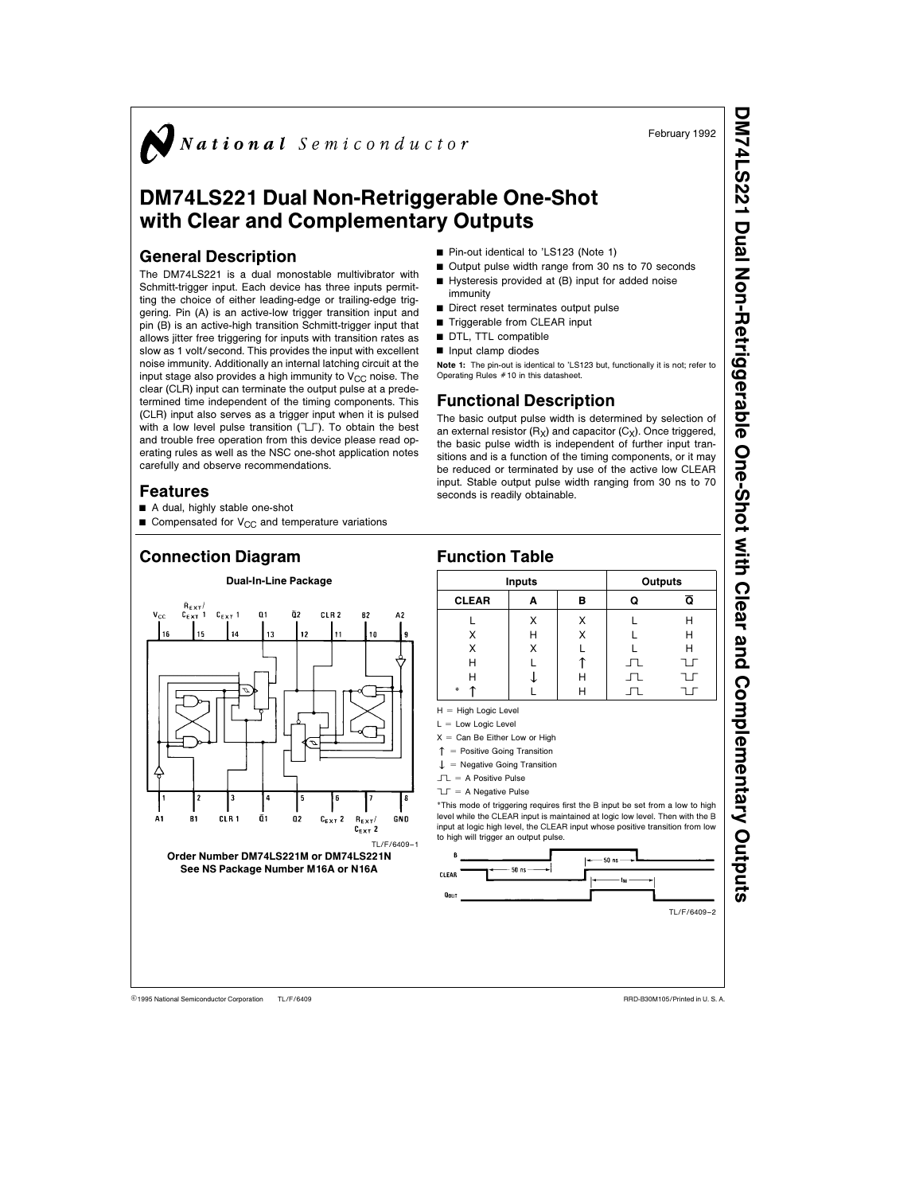February 1992

# DM74LS221 Dual Non-Retriggerable One-Shot with Clear and Complementary Outputs

## General Description

The DM74LS221 is a dual monostable multivibrator with Schmitt-trigger input. Each device has three inputs permitting the choice of either leading-edge or trailing-edge triggering. Pin (A) is an active-low trigger transition input and pin (B) is an active-high transition Schmitt-trigger input that allows jitter free triggering for inputs with transition rates as slow as 1 volt/second. This provides the input with excellent noise immunity. Additionally an internal latching circuit at the input stage also provides a high immunity to $V_{CC}$ noise. The clear (CLR) input can terminate the output pulse at a predetermined time independent of the timing components. This (CLR) input also serves as a trigger input when it is pulsed with a low level pulse transition (⊔⊓). To obtain the best and trouble free operation from this device please read operating rules as well as the NSC one-shot application notes carefully and observe recommendations.

## Features

- A dual, highly stable one-shot
- Compensated for $V_{CC}$ and temperature variations
- Pin-out identical to 'LS123 (Note 1)
- Output pulse width range from 30 ns to 70 seconds
- Hysteresis provided at (B) input for added noise immunity
- Direct reset terminates output pulse
- Triggerable from CLEAR input
- DTL, TTL compatible
- Input clamp diodes

**Note 1:** The pin-out is identical to 'LS123 but, functionally it is not; refer to Operating Rules #10 in this datasheet.

## Functional Description

The basic output pulse width is determined by selection of an external resistor ($R_X$) and capacitor ($C_X$). Once triggered, the basic pulse width is independent of further input transitions and is a function of the timing components, or it may be reduced or terminated by use of the active low CLEAR input. Stable output pulse width ranging from 30 ns to 70 seconds is readily obtainable.

## Connection Diagram

**Dual-In-Line Package**

Pins: 1 A1, 2 B1, 3 CLR 1, 4 $\overline{Q}$1, 5 Q2, 6 $C_{EXT}$ 2, 7 $R_{EXT}/C_{EXT}$ 2, 8 GND, 9 A2, 10 B2, 11 CLR 2, 12 $\overline{Q}$2, 13 Q1, 14 $C_{EXT}$ 1, 15 $R_{EXT}/C_{EXT}$ 1, 16 $V_{CC}$

TL/F/6409–1

**Order Number DM74LS221M or DM74LS221N**
**See NS Package Number M16A or N16A**

## Function Table

| Inputs | | | Outputs | |
|---|---|---|---|---|
| CLEAR | A | B | Q | $\overline{Q}$ |
| L | X | X | L | H |
| X | H | X | L | H |
| X | X | L | L | H |
| H | L | ↑ | ⊓ | ⊔ |
| H | ↓ | H | ⊓ | ⊔ |
| * ↑ | L | H | ⊓ | ⊔ |

H = High Logic Level

L = Low Logic Level

X = Can Be Either Low or High

↑ = Positive Going Transition

↓ = Negative Going Transition

⊓ = A Positive Pulse

⊔ = A Negative Pulse

*This mode of triggering requires first the B input be set from a low to high level while the CLEAR input is maintained at logic low level. Then with the B input at logic high level, the CLEAR input whose positive transition from low to high will trigger an output pulse.

TL/F/6409–2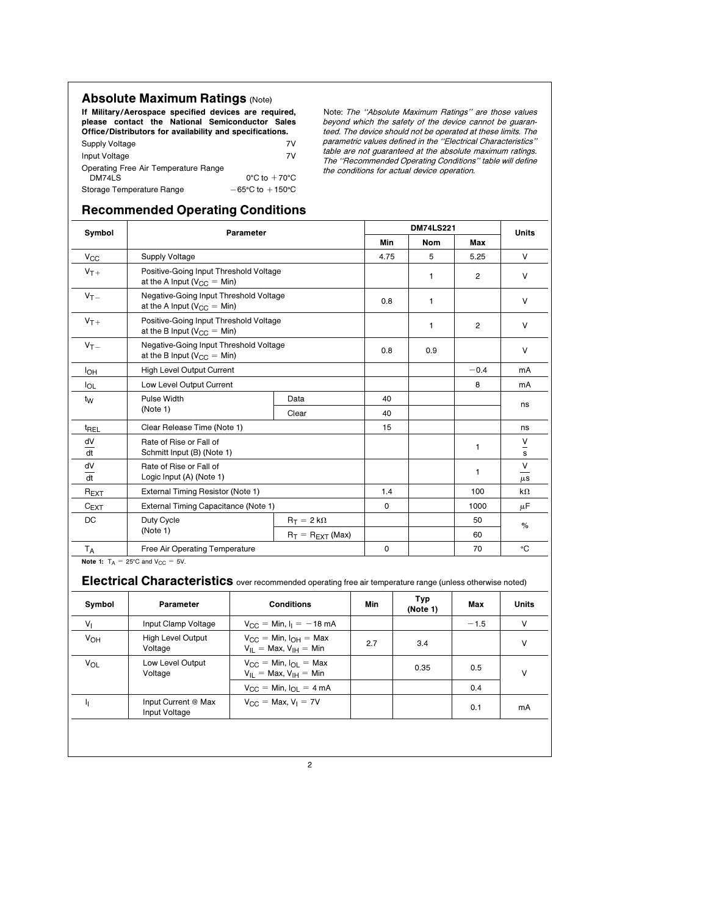## Absolute Maximum Ratings (Note)

**If Military/Aerospace specified devices are required, please contact the National Semiconductor Sales Office/Distributors for availability and specifications.**

| | |
|---|---|
| Supply Voltage | 7V |
| Input Voltage | 7V |
| Operating Free Air Temperature Range DM74LS | 0°C to +70°C |
| Storage Temperature Range | −65°C to +150°C |

Note: *The "Absolute Maximum Ratings" are those values beyond which the safety of the device cannot be guaranteed. The device should not be operated at these limits. The parametric values defined in the "Electrical Characteristics" table are not guaranteed at the absolute maximum ratings. The "Recommended Operating Conditions" table will define the conditions for actual device operation.*

## Recommended Operating Conditions

| Symbol | Parameter | | DM74LS221 | | | Units |
|---|---|---|---|---|---|---|
| | | | Min | Nom | Max | |
| $V_{CC}$ | Supply Voltage | | 4.75 | 5 | 5.25 | V |
| $V_{T+}$ | Positive-Going Input Threshold Voltage at the A Input ($V_{CC}$ = Min) | | | 1 | 2 | V |
| $V_{T-}$ | Negative-Going Input Threshold Voltage at the A Input ($V_{CC}$ = Min) | | 0.8 | 1 | | V |
| $V_{T+}$ | Positive-Going Input Threshold Voltage at the B Input ($V_{CC}$ = Min) | | | 1 | 2 | V |
| $V_{T-}$ | Negative-Going Input Threshold Voltage at the B Input ($V_{CC}$ = Min) | | 0.8 | 0.9 | | V |
| $I_{OH}$ | High Level Output Current | | | | −0.4 | mA |
| $I_{OL}$ | Low Level Output Current | | | | 8 | mA |
| $t_W$ | Pulse Width (Note 1) | Data | 40 | | | ns |
| | | Clear | 40 | | | |
| $t_{REL}$ | Clear Release Time (Note 1) | | 15 | | | ns |
| $\frac{dV}{dt}$ | Rate of Rise or Fall of Schmitt Input (B) (Note 1) | | | | 1 | $\frac{V}{s}$ |
| $\frac{dV}{dt}$ | Rate of Rise or Fall of Logic Input (A) (Note 1) | | | | 1 | $\frac{V}{\mu s}$ |
| $R_{EXT}$ | External Timing Resistor (Note 1) | | 1.4 | | 100 | kΩ |
| $C_{EXT}$ | External Timing Capacitance (Note 1) | | 0 | | 1000 | μF |
| DC | Duty Cycle (Note 1) | $R_T$ = 2 kΩ | | | 50 | % |
| | | $R_T$ = $R_{EXT}$ (Max) | | | 60 | |
| $T_A$ | Free Air Operating Temperature | | 0 | | 70 | °C |

**Note 1:** $T_A$ = 25°C and $V_{CC}$ = 5V.

## Electrical Characteristics over recommended operating free air temperature range (unless otherwise noted)

| Symbol | Parameter | Conditions | Min | Typ (Note 1) | Max | Units |
|---|---|---|---|---|---|---|
| $V_I$ | Input Clamp Voltage | $V_{CC}$ = Min, $I_I$ = −18 mA | | | −1.5 | V |
| $V_{OH}$ | High Level Output Voltage | $V_{CC}$ = Min, $I_{OH}$ = Max $V_{IL}$ = Max, $V_{IH}$ = Min | 2.7 | 3.4 | | V |
| $V_{OL}$ | Low Level Output Voltage | $V_{CC}$ = Min, $I_{OL}$ = Max $V_{IL}$ = Max, $V_{IH}$ = Min | | 0.35 | 0.5 | V |
| | | $V_{CC}$ = Min, $I_{OL}$ = 4 mA | | | 0.4 | |
| $I_I$ | Input Current @ Max Input Voltage | $V_{CC}$ = Max, $V_I$ = 7V | | | 0.1 | mA |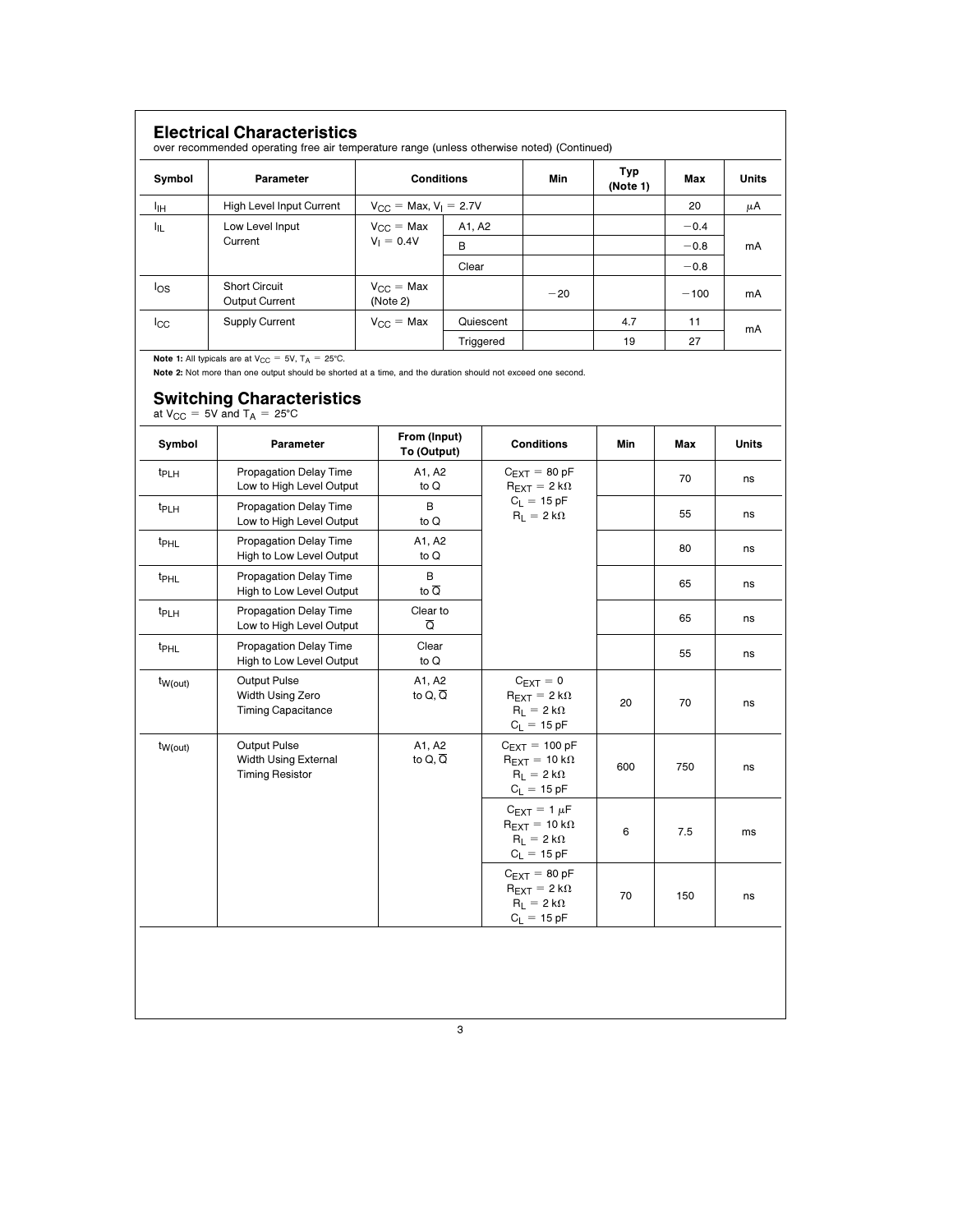## Electrical Characteristics

over recommended operating free air temperature range (unless otherwise noted) (Continued)

| Symbol | Parameter | Conditions | | Min | Typ (Note 1) | Max | Units |
|---|---|---|---|---|---|---|---|
| $I_{IH}$ | High Level Input Current | $V_{CC}$ = Max, $V_I$ = 2.7V | | | | 20 | μA |
| $I_{IL}$ | Low Level Input Current | $V_{CC}$ = Max $V_I$ = 0.4V | A1, A2 | | | −0.4 | mA |
| | | | B | | | −0.8 | |
| | | | Clear | | | −0.8 | |
| $I_{OS}$ | Short Circuit Output Current | $V_{CC}$ = Max (Note 2) | | −20 | | −100 | mA |
| $I_{CC}$ | Supply Current | $V_{CC}$ = Max | Quiescent | | 4.7 | 11 | mA |
| | | | Triggered | | 19 | 27 | |

**Note 1:** All typicals are at $V_{CC}$ = 5V, $T_A$ = 25°C.

**Note 2:** Not more than one output should be shorted at a time, and the duration should not exceed one second.

## Switching Characteristics

at $V_{CC}$ = 5V and $T_A$ = 25°C

| Symbol | Parameter | From (Input) To (Output) | Conditions | Min | Max | Units |
|---|---|---|---|---|---|---|
| $t_{PLH}$ | Propagation Delay Time Low to High Level Output | A1, A2 to Q | $C_{EXT}$ = 80 pF $R_{EXT}$ = 2 kΩ $C_L$ = 15 pF $R_L$ = 2 kΩ | | 70 | ns |
| $t_{PLH}$ | Propagation Delay Time Low to High Level Output | B to Q | | | 55 | ns |
| $t_{PHL}$ | Propagation Delay Time High to Low Level Output | A1, A2 to Q | | | 80 | ns |
| $t_{PHL}$ | Propagation Delay Time High to Low Level Output | B to $\overline{Q}$ | | | 65 | ns |
| $t_{PLH}$ | Propagation Delay Time Low to High Level Output | Clear to $\overline{Q}$ | | | 65 | ns |
| $t_{PHL}$ | Propagation Delay Time High to Low Level Output | Clear to Q | | | 55 | ns |
| $t_{W(out)}$ | Output Pulse Width Using Zero Timing Capacitance | A1, A2 to Q, $\overline{Q}$ | $C_{EXT}$ = 0 $R_{EXT}$ = 2 kΩ $R_L$ = 2 kΩ $C_L$ = 15 pF | 20 | 70 | ns |
| $t_{W(out)}$ | Output Pulse Width Using External Timing Resistor | A1, A2 to Q, $\overline{Q}$ | $C_{EXT}$ = 100 pF $R_{EXT}$ = 10 kΩ $R_L$ = 2 kΩ $C_L$ = 15 pF | 600 | 750 | ns |
| | | | $C_{EXT}$ = 1 μF $R_{EXT}$ = 10 kΩ $R_L$ = 2 kΩ $C_L$ = 15 pF | 6 | 7.5 | ms |
| | | | $C_{EXT}$ = 80 pF $R_{EXT}$ = 2 kΩ $R_L$ = 2 kΩ $C_L$ = 15 pF | 70 | 150 | ns |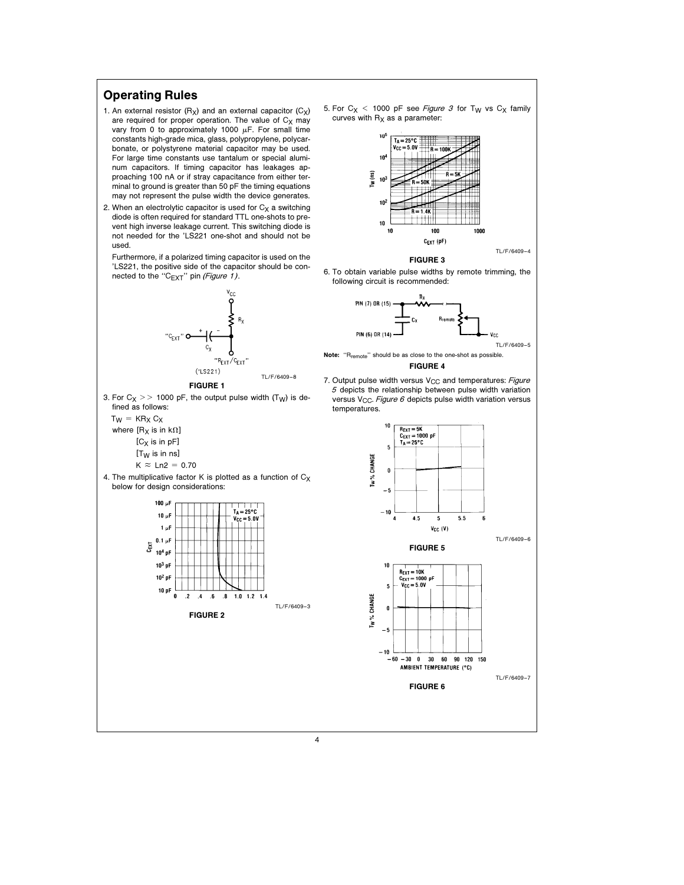## Operating Rules

1. An external resistor ($R_X$) and an external capacitor ($C_X$) are required for proper operation. The value of $C_X$ may vary from 0 to approximately 1000 µF. For small time constants high-grade mica, glass, polypropylene, polycarbonate, or polystyrene material capacitor may be used. For large time constants use tantalum or special aluminum capacitors. If timing capacitor has leakages approaching 100 nA or if stray capacitance from either terminal to ground is greater than 50 pF the timing equations may not represent the pulse width the device generates.

2. When an electrolytic capacitor is used for $C_X$ a switching diode is often required for standard TTL one-shots to prevent high inverse leakage current. This switching diode is not needed for the 'LS221 one-shot and should not be used.

   Furthermore, if a polarized timing capacitor is used on the 'LS221, the positive side of the capacitor should be connected to the "$C_{EXT}$" pin (*Figure 1*).

TL/F/6409–8

**FIGURE 1**

3. For $C_X >> 1000$ pF, the output pulse width ($T_W$) is defined as follows:

   $T_W = KR_X C_X$

   where [$R_X$ is in kΩ]

   [$C_X$ is in pF]

   [$T_W$ is in ns]

   $K \approx \text{Ln}2 = 0.70$

4. The multiplicative factor K is plotted as a function of $C_X$ below for design considerations:

TL/F/6409–3

**FIGURE 2**

5. For $C_X < 1000$ pF see *Figure 3* for $T_W$ vs $C_X$ family curves with $R_X$ as a parameter:

TL/F/6409–4

**FIGURE 3**

6. To obtain variable pulse widths by remote trimming, the following circuit is recommended:

TL/F/6409–5

**Note:** "$R_{remote}$" should be as close to the one-shot as possible.

**FIGURE 4**

7. Output pulse width versus $V_{CC}$ and temperatures: *Figure 5* depicts the relationship between pulse width variation versus $V_{CC}$. *Figure 6* depicts pulse width variation versus temperatures.

TL/F/6409–6

**FIGURE 5**

TL/F/6409–7

**FIGURE 6**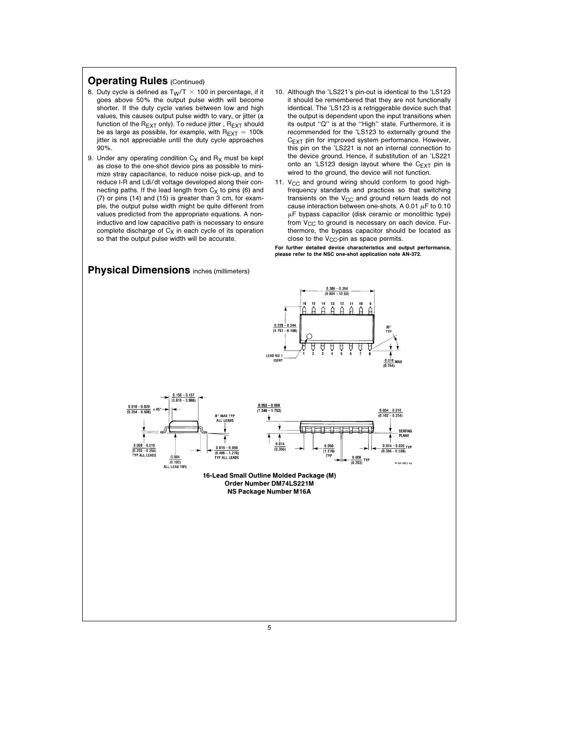## Operating Rules (Continued)

8. Duty cycle is defined as $T_W/T \times 100$ in percentage, if it goes above 50% the output pulse width will become shorter. If the duty cycle varies between low and high values, this causes output pulse width to vary, or jitter (a function of the $R_{EXT}$ only). To reduce jitter, $R_{EXT}$ should be as large as possible, for example, with $R_{EXT} = 100k$ jitter is not appreciable until the duty cycle approaches 90%.

9. Under any operating condition $C_X$ and $R_X$ must be kept as close to the one-shot device pins as possible to minimize stray capacitance, to reduce noise pick-up, and to reduce I-R and Ldi/dt voltage developed along their connecting paths. If the lead length from $C_X$ to pins (6) and (7) or pins (14) and (15) is greater than 3 cm, for example, the output pulse width might be quite different from values predicted from the appropriate equations. A non-inductive and low capacitive path is necessary to ensure complete discharge of $C_X$ in each cycle of its operation so that the output pulse width will be accurate.

10. Although the 'LS221's pin-out is identical to the 'LS123 it should be remembered that they are not functionally identical. The 'LS123 is a retriggerable device such that the output is dependent upon the input transitions when its output "Q" is at the "High" state. Furthermore, it is recommended for the 'LS123 to externally ground the $C_{EXT}$ pin for improved system performance. However, this pin on the 'LS221 is not an internal connection to the device ground. Hence, if substitution of an 'LS221 onto an 'LS123 design layout where the $C_{EXT}$ pin is wired to the ground, the device will not function.

11. $V_{CC}$ and ground wiring should conform to good high-frequency standards and practices so that switching transients on the $V_{CC}$ and ground return leads do not cause interaction between one-shots. A 0.01 µF to 0.10 µF bypass capacitor (disk ceramic or monolithic type) from $V_{CC}$ to ground is necessary on each device. Furthermore, the bypass capacitor should be located as close to the $V_{CC}$-pin as space permits.

**For further detailed device characteristics and output performance, please refer to the NSC one-shot application note AN-372.**

## Physical Dimensions inches (millimeters)

**16-Lead Small Outline Molded Package (M)**
**Order Number DM74LS221M**
**NS Package Number M16A**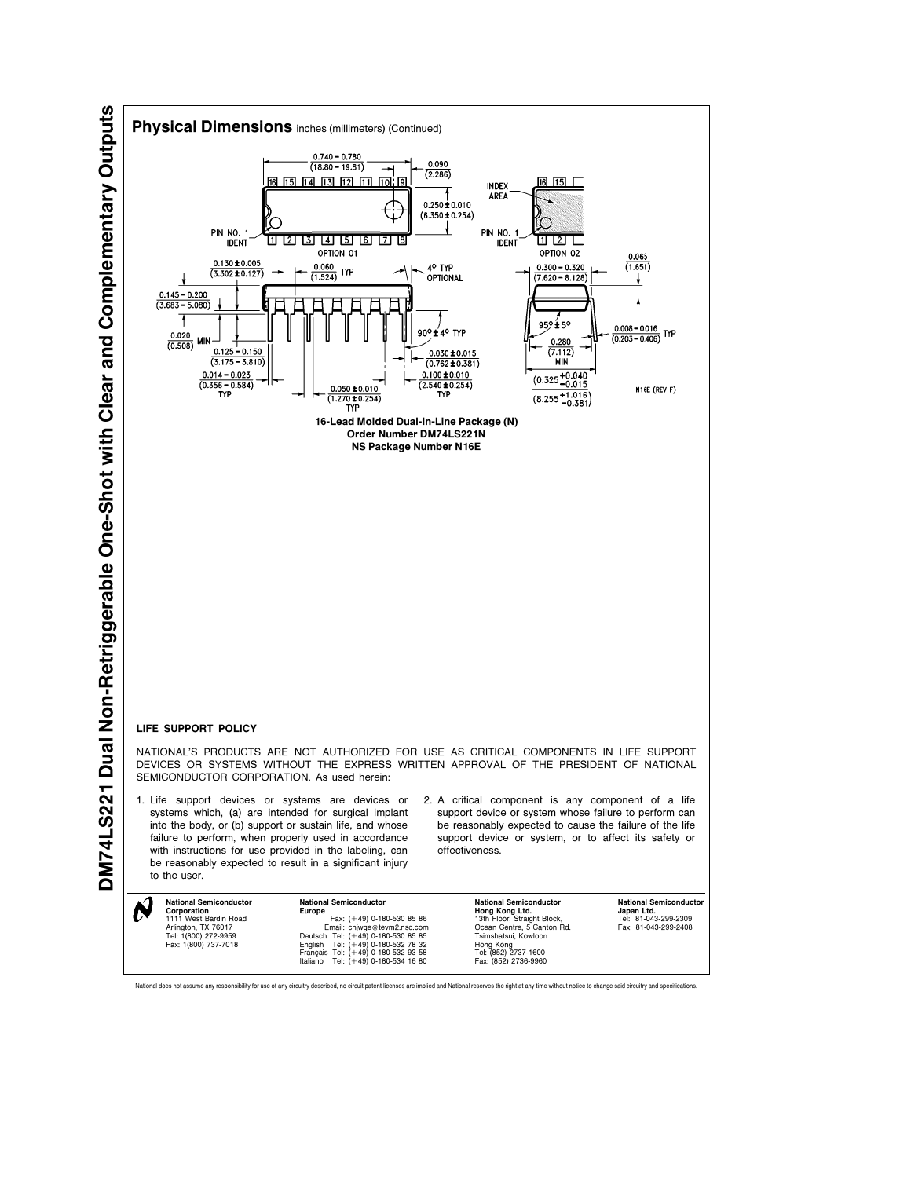## Physical Dimensions inches (millimeters) (Continued)

0.740 – 0.780
(18.80 – 19.81)
0.090
(2.286)
INDEX AREA
0.250 ± 0.010
(6.350 ± 0.254)
PIN NO. 1 IDENT
OPTION 01
PIN NO. 1 IDENT
OPTION 02
0.130 ± 0.005
(3.302 ± 0.127)
0.060
(1.524) TYP
4° TYP OPTIONAL
0.300 – 0.320
(7.620 – 8.128)
0.065
(1.651)
0.145 – 0.200
(3.683 – 5.080)
0.020
(0.508) MIN
90° ± 4° TYP
95° ± 5°
0.008 – 0.016
(0.203 – 0.406) TYP
0.280
(7.112)
MIN
0.125 – 0.150
(3.175 – 3.810)
0.030 ± 0.015
(0.762 ± 0.381)
0.014 – 0.023
(0.356 – 0.584)
TYP
0.050 ± 0.010
(1.270 ± 0.254)
TYP
0.100 ± 0.010
(2.540 ± 0.254)
TYP
$(0.325^{+0.040}_{-0.015})$
$(8.255^{+1.016}_{-0.381})$
N16E (REV F)

**16-Lead Molded Dual-In-Line Package (N)**
**Order Number DM74LS221N**
**NS Package Number N16E**

### LIFE SUPPORT POLICY

NATIONAL'S PRODUCTS ARE NOT AUTHORIZED FOR USE AS CRITICAL COMPONENTS IN LIFE SUPPORT DEVICES OR SYSTEMS WITHOUT THE EXPRESS WRITTEN APPROVAL OF THE PRESIDENT OF NATIONAL SEMICONDUCTOR CORPORATION. As used herein:

1. Life support devices or systems are devices or systems which, (a) are intended for surgical implant into the body, or (b) support or sustain life, and whose failure to perform, when properly used in accordance with instructions for use provided in the labeling, can be reasonably expected to result in a significant injury to the user.
2. A critical component is any component of a life support device or system whose failure to perform can be reasonably expected to cause the failure of the life support device or system, or to affect its safety or effectiveness.

**National Semiconductor Corporation**
1111 West Bardin Road
Arlington, TX 76017
Tel: 1(800) 272-9959
Fax: 1(800) 737-7018

**National Semiconductor Europe**
Fax: (+49) 0-180-530 85 86
Email: cnjwge@tevm2.nsc.com
Deutsch Tel: (+49) 0-180-530 85 85
English Tel: (+49) 0-180-532 78 32
Français Tel: (+49) 0-180-532 93 58
Italiano Tel: (+49) 0-180-534 16 80

**National Semiconductor Hong Kong Ltd.**
13th Floor, Straight Block,
Ocean Centre, 5 Canton Rd.
Tsimshatsui, Kowloon
Hong Kong
Tel: (852) 2737-1600
Fax: (852) 2736-9960

**National Semiconductor Japan Ltd.**
Tel: 81-043-299-2309
Fax: 81-043-299-2408

National does not assume any responsibility for use of any circuitry described, no circuit patent licenses are implied and National reserves the right at any time without notice to change said circuitry and specifications.